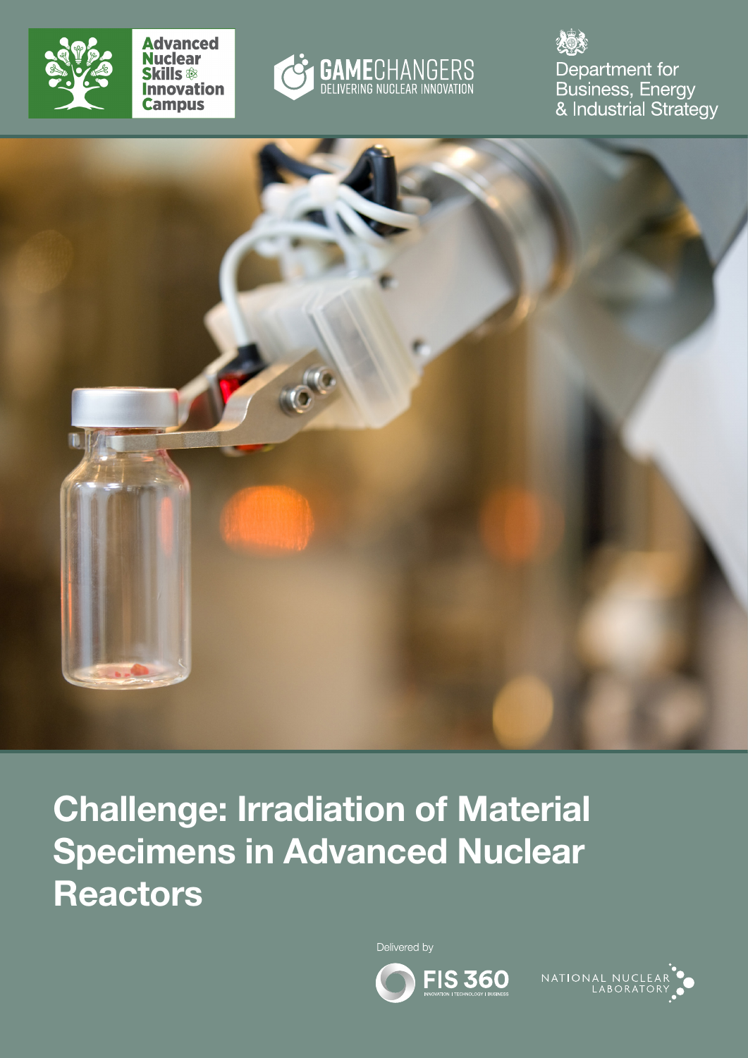Advanced Nuclear Skills Innovation Campus

GAMECHANGERS DELIVERING NUCLEAR INNOVATION

Department for Business, Energy & Industrial Strategy

# Challenge: Irradiation of Material Specimens in Advanced Nuclear Reactors

Delivered by

FIS 360 INNOVATION | TECHNOLOGY | BUSINESS

NATIONAL NUCLEAR LABORATORY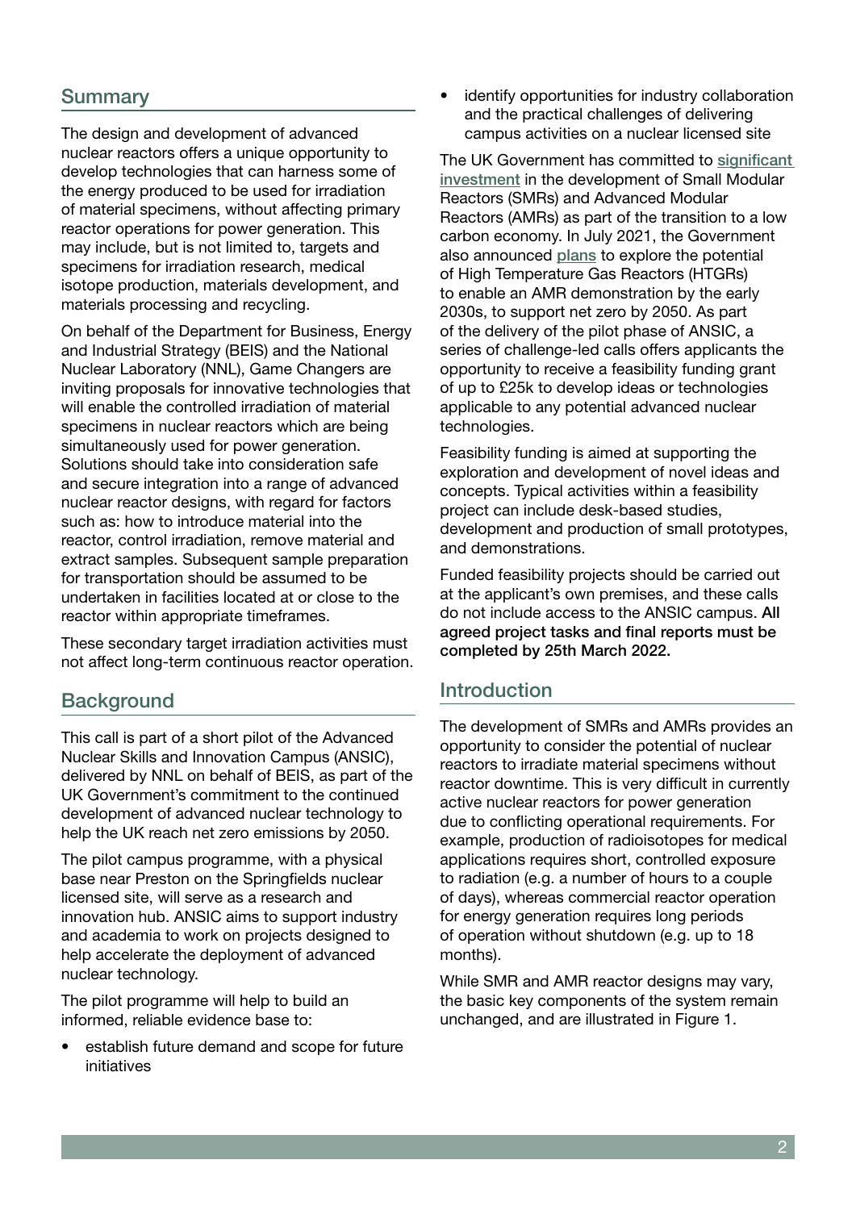## Summary

The design and development of advanced nuclear reactors offers a unique opportunity to develop technologies that can harness some of the energy produced to be used for irradiation of material specimens, without affecting primary reactor operations for power generation. This may include, but is not limited to, targets and specimens for irradiation research, medical isotope production, materials development, and materials processing and recycling.

On behalf of the Department for Business, Energy and Industrial Strategy (BEIS) and the National Nuclear Laboratory (NNL), Game Changers are inviting proposals for innovative technologies that will enable the controlled irradiation of material specimens in nuclear reactors which are being simultaneously used for power generation. Solutions should take into consideration safe and secure integration into a range of advanced nuclear reactor designs, with regard for factors such as: how to introduce material into the reactor, control irradiation, remove material and extract samples. Subsequent sample preparation for transportation should be assumed to be undertaken in facilities located at or close to the reactor within appropriate timeframes.

These secondary target irradiation activities must not affect long-term continuous reactor operation.

## Background

This call is part of a short pilot of the Advanced Nuclear Skills and Innovation Campus (ANSIC), delivered by NNL on behalf of BEIS, as part of the UK Government's commitment to the continued development of advanced nuclear technology to help the UK reach net zero emissions by 2050.

The pilot campus programme, with a physical base near Preston on the Springfields nuclear licensed site, will serve as a research and innovation hub. ANSIC aims to support industry and academia to work on projects designed to help accelerate the deployment of advanced nuclear technology.

The pilot programme will help to build an informed, reliable evidence base to:

- establish future demand and scope for future initiatives
- identify opportunities for industry collaboration and the practical challenges of delivering campus activities on a nuclear licensed site

The UK Government has committed to significant investment in the development of Small Modular Reactors (SMRs) and Advanced Modular Reactors (AMRs) as part of the transition to a low carbon economy. In July 2021, the Government also announced plans to explore the potential of High Temperature Gas Reactors (HTGRs) to enable an AMR demonstration by the early 2030s, to support net zero by 2050. As part of the delivery of the pilot phase of ANSIC, a series of challenge-led calls offers applicants the opportunity to receive a feasibility funding grant of up to £25k to develop ideas or technologies applicable to any potential advanced nuclear technologies.

Feasibility funding is aimed at supporting the exploration and development of novel ideas and concepts. Typical activities within a feasibility project can include desk-based studies, development and production of small prototypes, and demonstrations.

Funded feasibility projects should be carried out at the applicant's own premises, and these calls do not include access to the ANSIC campus. **All agreed project tasks and final reports must be completed by 25th March 2022.**

## Introduction

The development of SMRs and AMRs provides an opportunity to consider the potential of nuclear reactors to irradiate material specimens without reactor downtime. This is very difficult in currently active nuclear reactors for power generation due to conflicting operational requirements. For example, production of radioisotopes for medical applications requires short, controlled exposure to radiation (e.g. a number of hours to a couple of days), whereas commercial reactor operation for energy generation requires long periods of operation without shutdown (e.g. up to 18 months).

While SMR and AMR reactor designs may vary, the basic key components of the system remain unchanged, and are illustrated in Figure 1.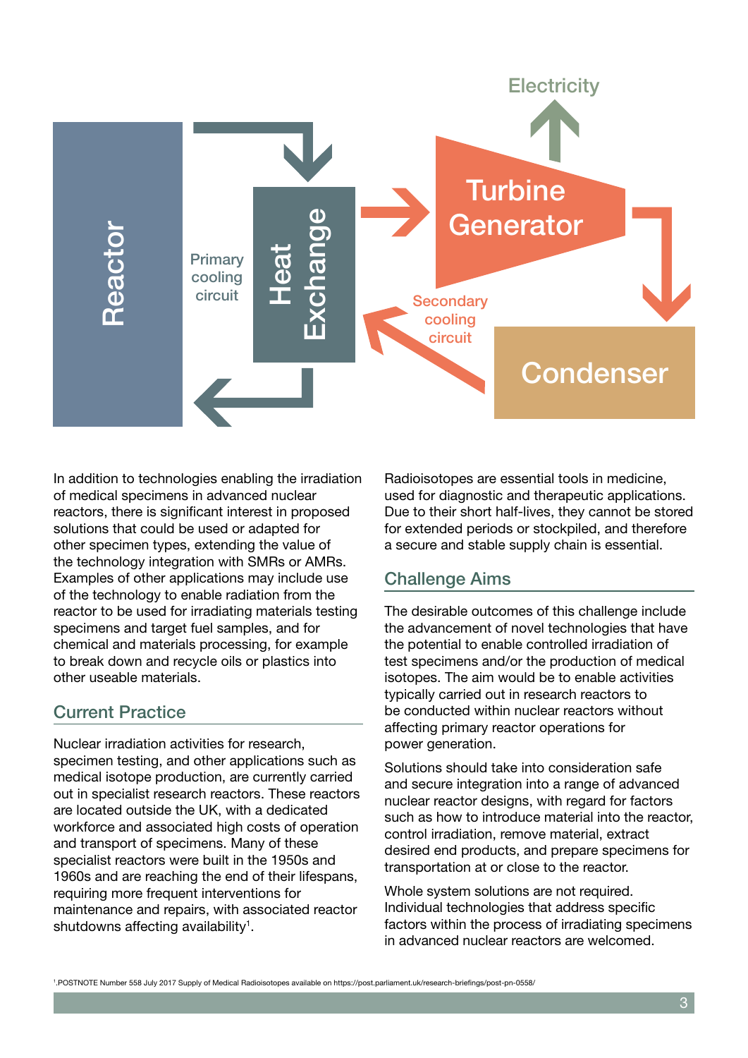Electricity

Reactor

Primary cooling circuit

Heat Exchange

Turbine Generator

Secondary cooling circuit

Condenser

In addition to technologies enabling the irradiation of medical specimens in advanced nuclear reactors, there is significant interest in proposed solutions that could be used or adapted for other specimen types, extending the value of the technology integration with SMRs or AMRs. Examples of other applications may include use of the technology to enable radiation from the reactor to be used for irradiating materials testing specimens and target fuel samples, and for chemical and materials processing, for example to break down and recycle oils or plastics into other useable materials.

## Current Practice

Nuclear irradiation activities for research, specimen testing, and other applications such as medical isotope production, are currently carried out in specialist research reactors. These reactors are located outside the UK, with a dedicated workforce and associated high costs of operation and transport of specimens. Many of these specialist reactors were built in the 1950s and 1960s and are reaching the end of their lifespans, requiring more frequent interventions for maintenance and repairs, with associated reactor shutdowns affecting availability[1].

Radioisotopes are essential tools in medicine, used for diagnostic and therapeutic applications. Due to their short half-lives, they cannot be stored for extended periods or stockpiled, and therefore a secure and stable supply chain is essential.

## Challenge Aims

The desirable outcomes of this challenge include the advancement of novel technologies that have the potential to enable controlled irradiation of test specimens and/or the production of medical isotopes. The aim would be to enable activities typically carried out in research reactors to be conducted within nuclear reactors without affecting primary reactor operations for power generation.

Solutions should take into consideration safe and secure integration into a range of advanced nuclear reactor designs, with regard for factors such as how to introduce material into the reactor, control irradiation, remove material, extract desired end products, and prepare specimens for transportation at or close to the reactor.

Whole system solutions are not required. Individual technologies that address specific factors within the process of irradiating specimens in advanced nuclear reactors are welcomed.

[1] POSTNOTE Number 558 July 2017 Supply of Medical Radioisotopes available on https://post.parliament.uk/research-briefings/post-pn-0558/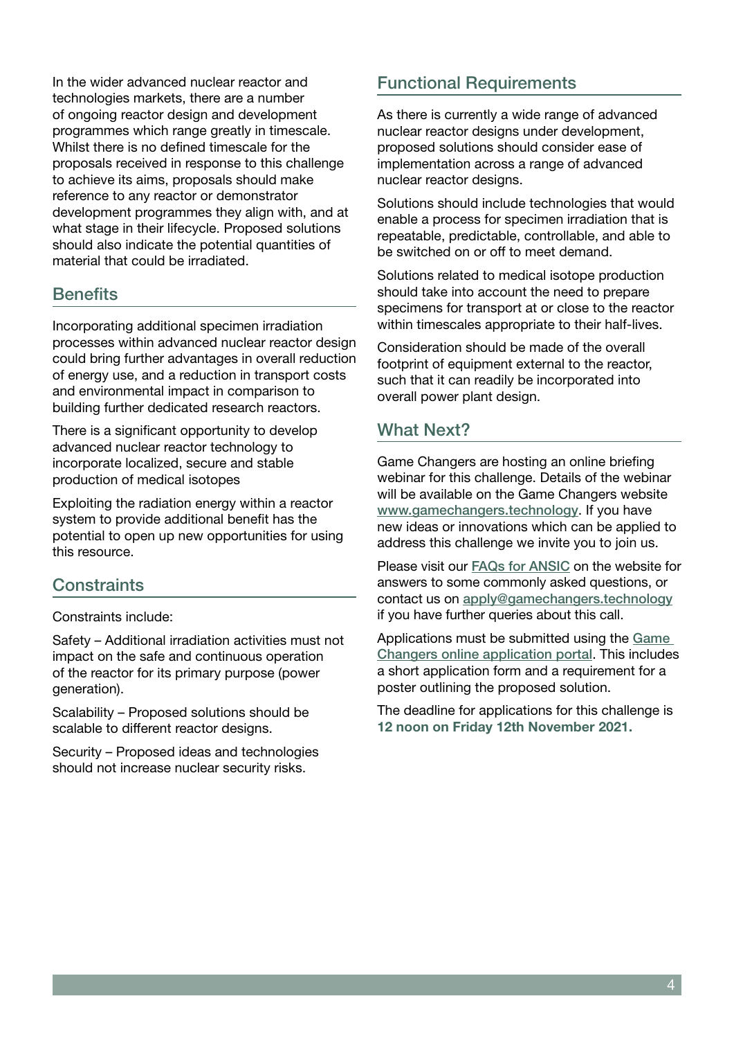In the wider advanced nuclear reactor and technologies markets, there are a number of ongoing reactor design and development programmes which range greatly in timescale. Whilst there is no defined timescale for the proposals received in response to this challenge to achieve its aims, proposals should make reference to any reactor or demonstrator development programmes they align with, and at what stage in their lifecycle. Proposed solutions should also indicate the potential quantities of material that could be irradiated.

## Benefits

Incorporating additional specimen irradiation processes within advanced nuclear reactor design could bring further advantages in overall reduction of energy use, and a reduction in transport costs and environmental impact in comparison to building further dedicated research reactors.

There is a significant opportunity to develop advanced nuclear reactor technology to incorporate localized, secure and stable production of medical isotopes

Exploiting the radiation energy within a reactor system to provide additional benefit has the potential to open up new opportunities for using this resource.

## Constraints

Constraints include:

Safety – Additional irradiation activities must not impact on the safe and continuous operation of the reactor for its primary purpose (power generation).

Scalability – Proposed solutions should be scalable to different reactor designs.

Security – Proposed ideas and technologies should not increase nuclear security risks.

## Functional Requirements

As there is currently a wide range of advanced nuclear reactor designs under development, proposed solutions should consider ease of implementation across a range of advanced nuclear reactor designs.

Solutions should include technologies that would enable a process for specimen irradiation that is repeatable, predictable, controllable, and able to be switched on or off to meet demand.

Solutions related to medical isotope production should take into account the need to prepare specimens for transport at or close to the reactor within timescales appropriate to their half-lives.

Consideration should be made of the overall footprint of equipment external to the reactor, such that it can readily be incorporated into overall power plant design.

## What Next?

Game Changers are hosting an online briefing webinar for this challenge. Details of the webinar will be available on the Game Changers website www.gamechangers.technology. If you have new ideas or innovations which can be applied to address this challenge we invite you to join us.

Please visit our FAQs for ANSIC on the website for answers to some commonly asked questions, or contact us on apply@gamechangers.technology if you have further queries about this call.

Applications must be submitted using the Game Changers online application portal. This includes a short application form and a requirement for a poster outlining the proposed solution.

The deadline for applications for this challenge is **12 noon on Friday 12th November 2021.**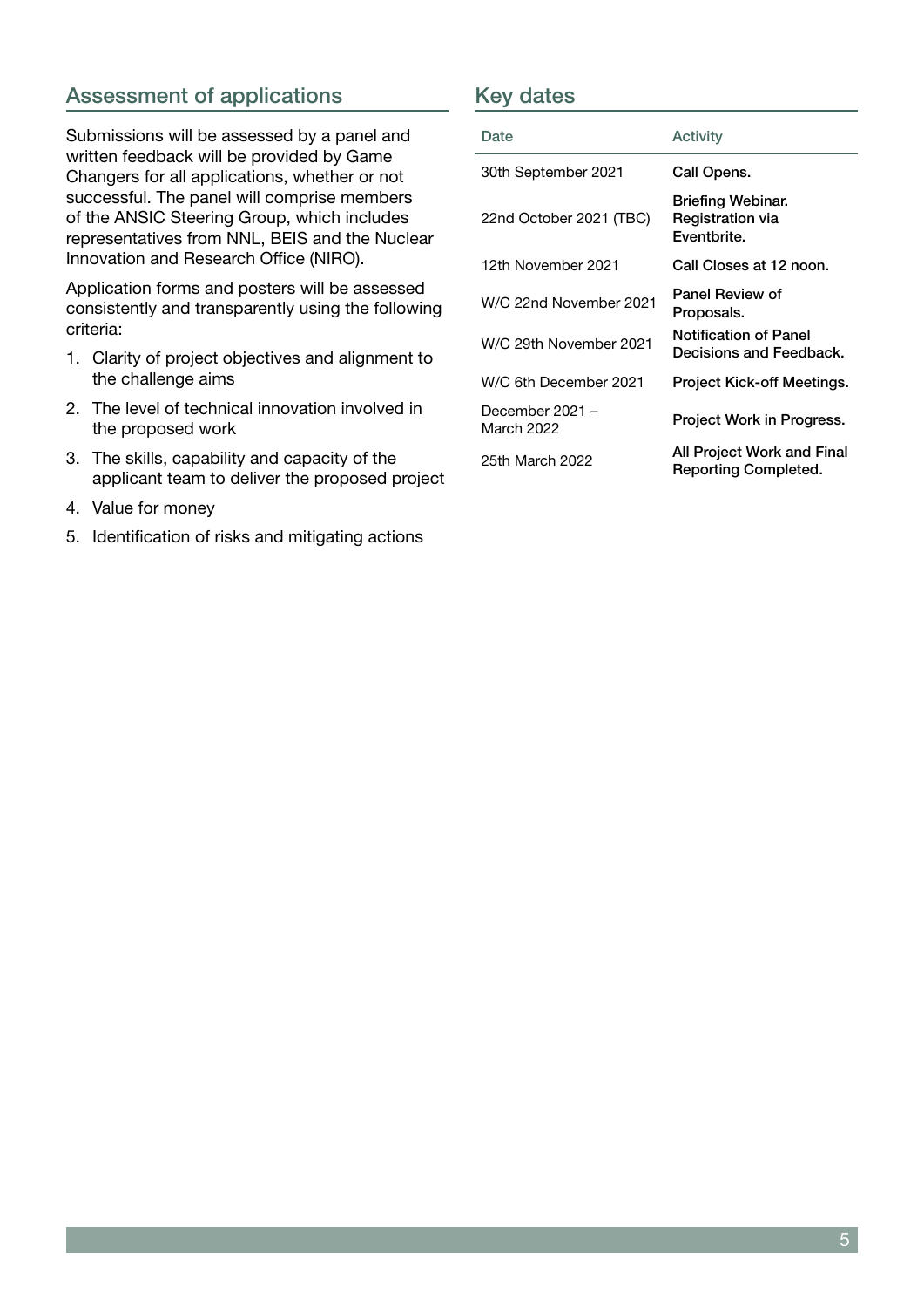## Assessment of applications

Submissions will be assessed by a panel and written feedback will be provided by Game Changers for all applications, whether or not successful. The panel will comprise members of the ANSIC Steering Group, which includes representatives from NNL, BEIS and the Nuclear Innovation and Research Office (NIRO).

Application forms and posters will be assessed consistently and transparently using the following criteria:

1. Clarity of project objectives and alignment to the challenge aims
2. The level of technical innovation involved in the proposed work
3. The skills, capability and capacity of the applicant team to deliver the proposed project
4. Value for money
5. Identification of risks and mitigating actions

## Key dates

| Date | Activity |
|---|---|
| 30th September 2021 | **Call Opens.** |
| 22nd October 2021 (TBC) | **Briefing Webinar. Registration via Eventbrite.** |
| 12th November 2021 | **Call Closes at 12 noon.** |
| W/C 22nd November 2021 | **Panel Review of Proposals.** |
| W/C 29th November 2021 | **Notification of Panel Decisions and Feedback.** |
| W/C 6th December 2021 | **Project Kick-off Meetings.** |
| December 2021 – March 2022 | **Project Work in Progress.** |
| 25th March 2022 | **All Project Work and Final Reporting Completed.** |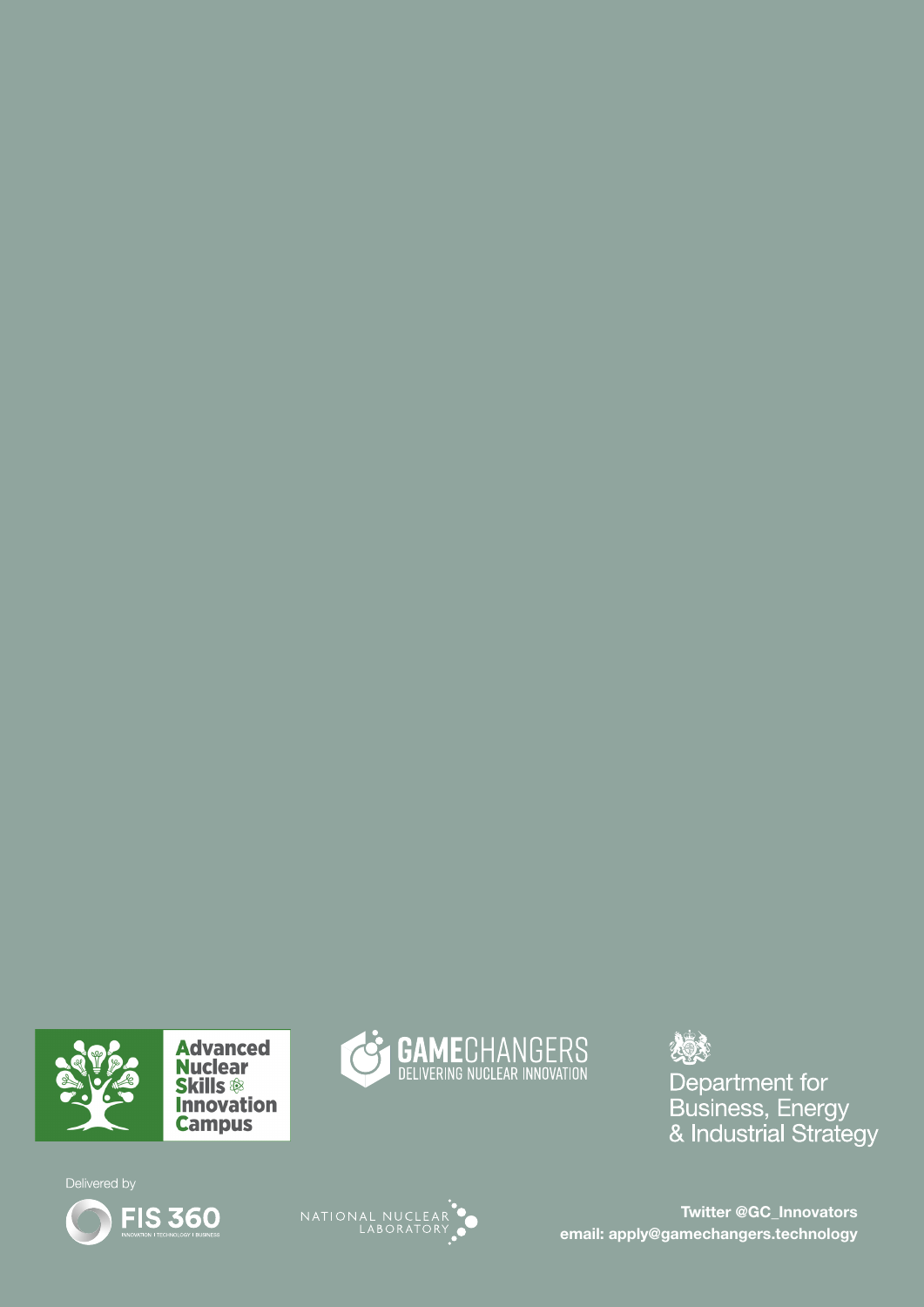Advanced Nuclear Skills Innovation Campus

GAMECHANGERS
DELIVERING NUCLEAR INNOVATION

Department for Business, Energy & Industrial Strategy

Delivered by

FIS 360
INNOVATION | TECHNOLOGY | BUSINESS

NATIONAL NUCLEAR LABORATORY

**Twitter @GC_Innovators**
**email: apply@gamechangers.technology**